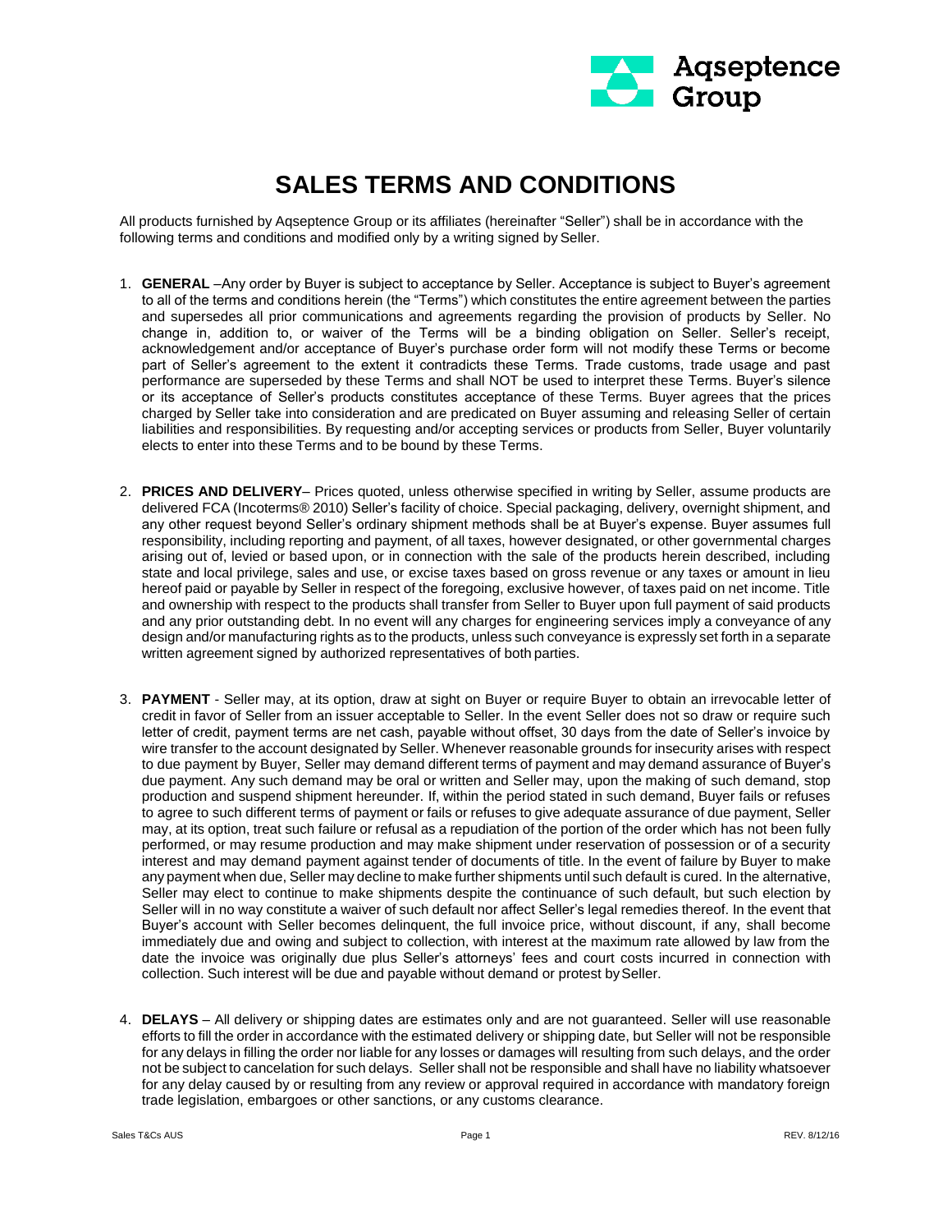# SALES TERMS AND CONDITIONS

All products furnished by Aqseptence Group or its affiliates (hereinafter "Seller") shall be in accordance with the following terms and conditions and modified only by a writing signed by Seller.

1. **GENERAL** –Any order by Buyer is subject to acceptance by Seller. Acceptance is subject to Buyer's agreement to all of the terms and conditions herein (the "Terms") which constitutes the entire agreement between the parties and supersedes all prior communications and agreements regarding the provision of products by Seller. No change in, addition to, or waiver of the Terms will be a binding obligation on Seller. Seller's receipt, acknowledgement and/or acceptance of Buyer's purchase order form will not modify these Terms or become part of Seller's agreement to the extent it contradicts these Terms. Trade customs, trade usage and past performance are superseded by these Terms and shall NOT be used to interpret these Terms. Buyer's silence or its acceptance of Seller's products constitutes acceptance of these Terms. Buyer agrees that the prices charged by Seller take into consideration and are predicated on Buyer assuming and releasing Seller of certain liabilities and responsibilities. By requesting and/or accepting services or products from Seller, Buyer voluntarily elects to enter into these Terms and to be bound by these Terms.

2. **PRICES AND DELIVERY**– Prices quoted, unless otherwise specified in writing by Seller, assume products are delivered FCA (Incoterms® 2010) Seller's facility of choice. Special packaging, delivery, overnight shipment, and any other request beyond Seller's ordinary shipment methods shall be at Buyer's expense. Buyer assumes full responsibility, including reporting and payment, of all taxes, however designated, or other governmental charges arising out of, levied or based upon, or in connection with the sale of the products herein described, including state and local privilege, sales and use, or excise taxes based on gross revenue or any taxes or amount in lieu hereof paid or payable by Seller in respect of the foregoing, exclusive however, of taxes paid on net income. Title and ownership with respect to the products shall transfer from Seller to Buyer upon full payment of said products and any prior outstanding debt. In no event will any charges for engineering services imply a conveyance of any design and/or manufacturing rights as to the products, unless such conveyance is expressly set forth in a separate written agreement signed by authorized representatives of both parties.

3. **PAYMENT** - Seller may, at its option, draw at sight on Buyer or require Buyer to obtain an irrevocable letter of credit in favor of Seller from an issuer acceptable to Seller. In the event Seller does not so draw or require such letter of credit, payment terms are net cash, payable without offset, 30 days from the date of Seller's invoice by wire transfer to the account designated by Seller. Whenever reasonable grounds for insecurity arises with respect to due payment by Buyer, Seller may demand different terms of payment and may demand assurance of Buyer's due payment. Any such demand may be oral or written and Seller may, upon the making of such demand, stop production and suspend shipment hereunder. If, within the period stated in such demand, Buyer fails or refuses to agree to such different terms of payment or fails or refuses to give adequate assurance of due payment, Seller may, at its option, treat such failure or refusal as a repudiation of the portion of the order which has not been fully performed, or may resume production and may make shipment under reservation of possession or of a security interest and may demand payment against tender of documents of title. In the event of failure by Buyer to make any payment when due, Seller may decline to make further shipments until such default is cured. In the alternative, Seller may elect to continue to make shipments despite the continuance of such default, but such election by Seller will in no way constitute a waiver of such default nor affect Seller's legal remedies thereof. In the event that Buyer's account with Seller becomes delinquent, the full invoice price, without discount, if any, shall become immediately due and owing and subject to collection, with interest at the maximum rate allowed by law from the date the invoice was originally due plus Seller's attorneys' fees and court costs incurred in connection with collection. Such interest will be due and payable without demand or protest by Seller.

4. **DELAYS** – All delivery or shipping dates are estimates only and are not guaranteed. Seller will use reasonable efforts to fill the order in accordance with the estimated delivery or shipping date, but Seller will not be responsible for any delays in filling the order nor liable for any losses or damages will resulting from such delays, and the order not be subject to cancelation for such delays. Seller shall not be responsible and shall have no liability whatsoever for any delay caused by or resulting from any review or approval required in accordance with mandatory foreign trade legislation, embargoes or other sanctions, or any customs clearance.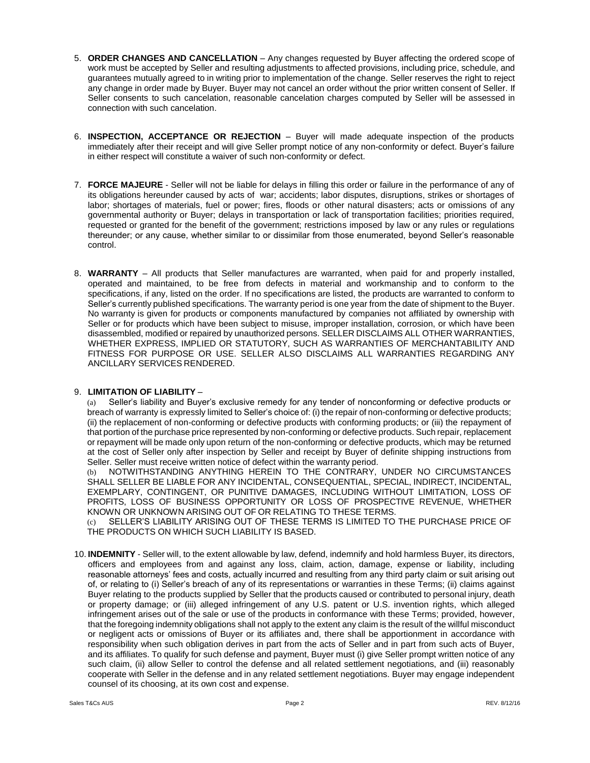5. **ORDER CHANGES AND CANCELLATION** – Any changes requested by Buyer affecting the ordered scope of work must be accepted by Seller and resulting adjustments to affected provisions, including price, schedule, and guarantees mutually agreed to in writing prior to implementation of the change. Seller reserves the right to reject any change in order made by Buyer. Buyer may not cancel an order without the prior written consent of Seller. If Seller consents to such cancelation, reasonable cancelation charges computed by Seller will be assessed in connection with such cancelation.

6. **INSPECTION, ACCEPTANCE OR REJECTION** – Buyer will made adequate inspection of the products immediately after their receipt and will give Seller prompt notice of any non-conformity or defect. Buyer's failure in either respect will constitute a waiver of such non-conformity or defect.

7. **FORCE MAJEURE** - Seller will not be liable for delays in filling this order or failure in the performance of any of its obligations hereunder caused by acts of war; accidents; labor disputes, disruptions, strikes or shortages of labor; shortages of materials, fuel or power; fires, floods or other natural disasters; acts or omissions of any governmental authority or Buyer; delays in transportation or lack of transportation facilities; priorities required, requested or granted for the benefit of the government; restrictions imposed by law or any rules or regulations thereunder; or any cause, whether similar to or dissimilar from those enumerated, beyond Seller's reasonable control.

8. **WARRANTY** – All products that Seller manufactures are warranted, when paid for and properly installed, operated and maintained, to be free from defects in material and workmanship and to conform to the specifications, if any, listed on the order. If no specifications are listed, the products are warranted to conform to Seller's currently published specifications. The warranty period is one year from the date of shipment to the Buyer. No warranty is given for products or components manufactured by companies not affiliated by ownership with Seller or for products which have been subject to misuse, improper installation, corrosion, or which have been disassembled, modified or repaired by unauthorized persons. SELLER DISCLAIMS ALL OTHER WARRANTIES, WHETHER EXPRESS, IMPLIED OR STATUTORY, SUCH AS WARRANTIES OF MERCHANTABILITY AND FITNESS FOR PURPOSE OR USE. SELLER ALSO DISCLAIMS ALL WARRANTIES REGARDING ANY ANCILLARY SERVICES RENDERED.

9. **LIMITATION OF LIABILITY** –

   (a) Seller's liability and Buyer's exclusive remedy for any tender of nonconforming or defective products or breach of warranty is expressly limited to Seller's choice of: (i) the repair of non-conforming or defective products; (ii) the replacement of non-conforming or defective products with conforming products; or (iii) the repayment of that portion of the purchase price represented by non-conforming or defective products. Such repair, replacement or repayment will be made only upon return of the non-conforming or defective products, which may be returned at the cost of Seller only after inspection by Seller and receipt by Buyer of definite shipping instructions from Seller. Seller must receive written notice of defect within the warranty period.

   (b) NOTWITHSTANDING ANYTHING HEREIN TO THE CONTRARY, UNDER NO CIRCUMSTANCES SHALL SELLER BE LIABLE FOR ANY INCIDENTAL, CONSEQUENTIAL, SPECIAL, INDIRECT, INCIDENTAL, EXEMPLARY, CONTINGENT, OR PUNITIVE DAMAGES, INCLUDING WITHOUT LIMITATION, LOSS OF PROFITS, LOSS OF BUSINESS OPPORTUNITY OR LOSS OF PROSPECTIVE REVENUE, WHETHER KNOWN OR UNKNOWN ARISING OUT OF OR RELATING TO THESE TERMS.

   (c) SELLER'S LIABILITY ARISING OUT OF THESE TERMS IS LIMITED TO THE PURCHASE PRICE OF THE PRODUCTS ON WHICH SUCH LIABILITY IS BASED.

10. **INDEMNITY** - Seller will, to the extent allowable by law, defend, indemnify and hold harmless Buyer, its directors, officers and employees from and against any loss, claim, action, damage, expense or liability, including reasonable attorneys' fees and costs, actually incurred and resulting from any third party claim or suit arising out of, or relating to (i) Seller's breach of any of its representations or warranties in these Terms; (ii) claims against Buyer relating to the products supplied by Seller that the products caused or contributed to personal injury, death or property damage; or (iii) alleged infringement of any U.S. patent or U.S. invention rights, which alleged infringement arises out of the sale or use of the products in conformance with these Terms; provided, however, that the foregoing indemnity obligations shall not apply to the extent any claim is the result of the willful misconduct or negligent acts or omissions of Buyer or its affiliates and, there shall be apportionment in accordance with responsibility when such obligation derives in part from the acts of Seller and in part from such acts of Buyer, and its affiliates. To qualify for such defense and payment, Buyer must (i) give Seller prompt written notice of any such claim, (ii) allow Seller to control the defense and all related settlement negotiations, and (iii) reasonably cooperate with Seller in the defense and in any related settlement negotiations. Buyer may engage independent counsel of its choosing, at its own cost and expense.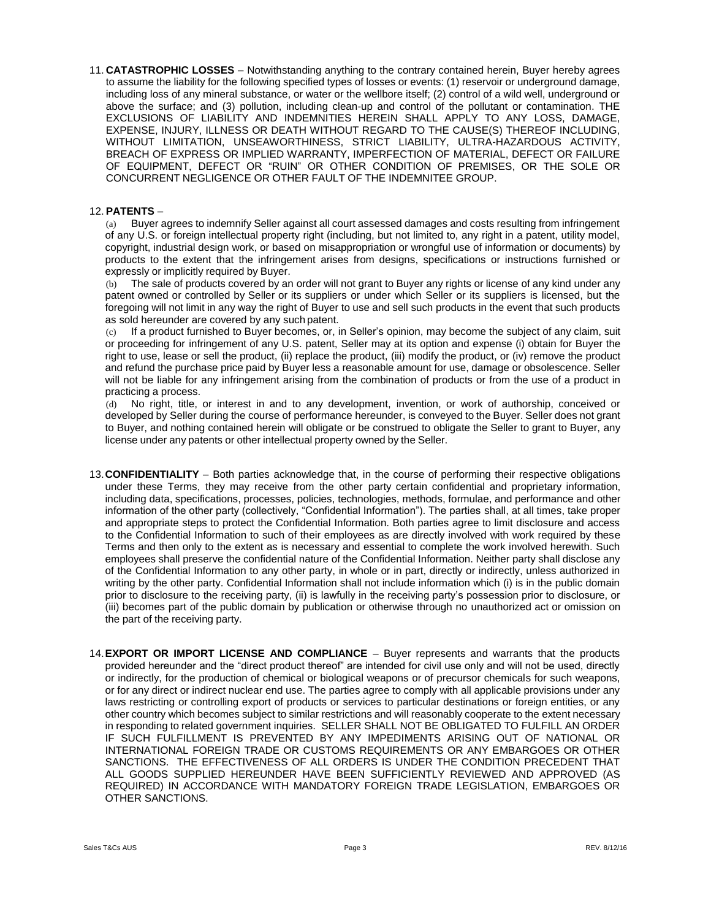11. **CATASTROPHIC LOSSES** – Notwithstanding anything to the contrary contained herein, Buyer hereby agrees to assume the liability for the following specified types of losses or events: (1) reservoir or underground damage, including loss of any mineral substance, or water or the wellbore itself; (2) control of a wild well, underground or above the surface; and (3) pollution, including clean-up and control of the pollutant or contamination. THE EXCLUSIONS OF LIABILITY AND INDEMNITIES HEREIN SHALL APPLY TO ANY LOSS, DAMAGE, EXPENSE, INJURY, ILLNESS OR DEATH WITHOUT REGARD TO THE CAUSE(S) THEREOF INCLUDING, WITHOUT LIMITATION, UNSEAWORTHINESS, STRICT LIABILITY, ULTRA-HAZARDOUS ACTIVITY, BREACH OF EXPRESS OR IMPLIED WARRANTY, IMPERFECTION OF MATERIAL, DEFECT OR FAILURE OF EQUIPMENT, DEFECT OR "RUIN" OR OTHER CONDITION OF PREMISES, OR THE SOLE OR CONCURRENT NEGLIGENCE OR OTHER FAULT OF THE INDEMNITEE GROUP.

12. **PATENTS** –

(a) Buyer agrees to indemnify Seller against all court assessed damages and costs resulting from infringement of any U.S. or foreign intellectual property right (including, but not limited to, any right in a patent, utility model, copyright, industrial design work, or based on misappropriation or wrongful use of information or documents) by products to the extent that the infringement arises from designs, specifications or instructions furnished or expressly or implicitly required by Buyer.

(b) The sale of products covered by an order will not grant to Buyer any rights or license of any kind under any patent owned or controlled by Seller or its suppliers or under which Seller or its suppliers is licensed, but the foregoing will not limit in any way the right of Buyer to use and sell such products in the event that such products as sold hereunder are covered by any such patent.

(c) If a product furnished to Buyer becomes, or, in Seller's opinion, may become the subject of any claim, suit or proceeding for infringement of any U.S. patent, Seller may at its option and expense (i) obtain for Buyer the right to use, lease or sell the product, (ii) replace the product, (iii) modify the product, or (iv) remove the product and refund the purchase price paid by Buyer less a reasonable amount for use, damage or obsolescence. Seller will not be liable for any infringement arising from the combination of products or from the use of a product in practicing a process.

(d) No right, title, or interest in and to any development, invention, or work of authorship, conceived or developed by Seller during the course of performance hereunder, is conveyed to the Buyer. Seller does not grant to Buyer, and nothing contained herein will obligate or be construed to obligate the Seller to grant to Buyer, any license under any patents or other intellectual property owned by the Seller.

13. **CONFIDENTIALITY** – Both parties acknowledge that, in the course of performing their respective obligations under these Terms, they may receive from the other party certain confidential and proprietary information, including data, specifications, processes, policies, technologies, methods, formulae, and performance and other information of the other party (collectively, "Confidential Information"). The parties shall, at all times, take proper and appropriate steps to protect the Confidential Information. Both parties agree to limit disclosure and access to the Confidential Information to such of their employees as are directly involved with work required by these Terms and then only to the extent as is necessary and essential to complete the work involved herewith. Such employees shall preserve the confidential nature of the Confidential Information. Neither party shall disclose any of the Confidential Information to any other party, in whole or in part, directly or indirectly, unless authorized in writing by the other party. Confidential Information shall not include information which (i) is in the public domain prior to disclosure to the receiving party, (ii) is lawfully in the receiving party's possession prior to disclosure, or (iii) becomes part of the public domain by publication or otherwise through no unauthorized act or omission on the part of the receiving party.

14. **EXPORT OR IMPORT LICENSE AND COMPLIANCE** – Buyer represents and warrants that the products provided hereunder and the "direct product thereof" are intended for civil use only and will not be used, directly or indirectly, for the production of chemical or biological weapons or of precursor chemicals for such weapons, or for any direct or indirect nuclear end use. The parties agree to comply with all applicable provisions under any laws restricting or controlling export of products or services to particular destinations or foreign entities, or any other country which becomes subject to similar restrictions and will reasonably cooperate to the extent necessary in responding to related government inquiries. SELLER SHALL NOT BE OBLIGATED TO FULFILL AN ORDER IF SUCH FULFILLMENT IS PREVENTED BY ANY IMPEDIMENTS ARISING OUT OF NATIONAL OR INTERNATIONAL FOREIGN TRADE OR CUSTOMS REQUIREMENTS OR ANY EMBARGOES OR OTHER SANCTIONS. THE EFFECTIVENESS OF ALL ORDERS IS UNDER THE CONDITION PRECEDENT THAT ALL GOODS SUPPLIED HEREUNDER HAVE BEEN SUFFICIENTLY REVIEWED AND APPROVED (AS REQUIRED) IN ACCORDANCE WITH MANDATORY FOREIGN TRADE LEGISLATION, EMBARGOES OR OTHER SANCTIONS.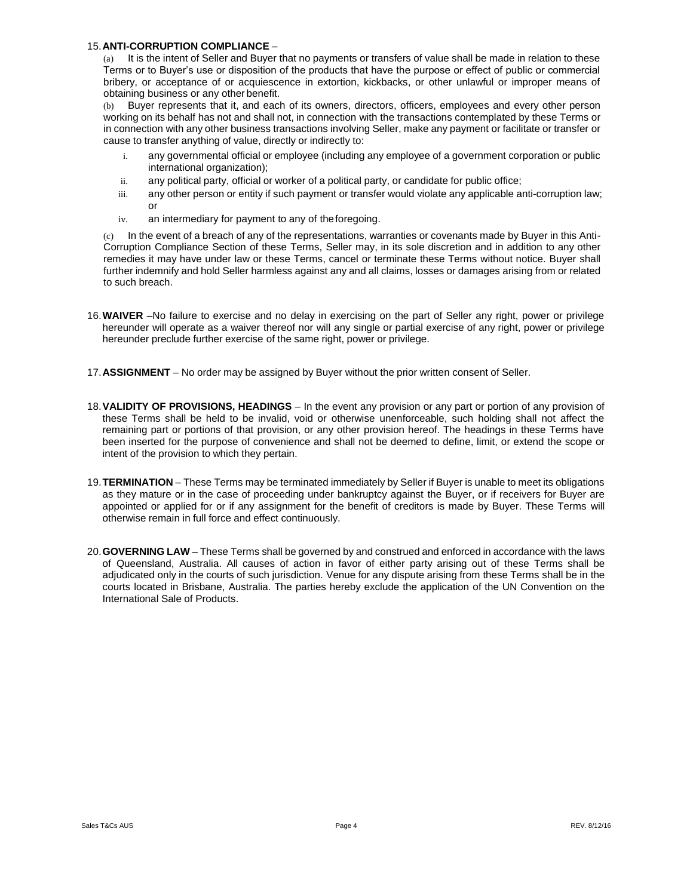15. **ANTI-CORRUPTION COMPLIANCE** –

(a) It is the intent of Seller and Buyer that no payments or transfers of value shall be made in relation to these Terms or to Buyer's use or disposition of the products that have the purpose or effect of public or commercial bribery, or acceptance of or acquiescence in extortion, kickbacks, or other unlawful or improper means of obtaining business or any other benefit.

(b) Buyer represents that it, and each of its owners, directors, officers, employees and every other person working on its behalf has not and shall not, in connection with the transactions contemplated by these Terms or in connection with any other business transactions involving Seller, make any payment or facilitate or transfer or cause to transfer anything of value, directly or indirectly to:

   i. any governmental official or employee (including any employee of a government corporation or public international organization);
   ii. any political party, official or worker of a political party, or candidate for public office;
   iii. any other person or entity if such payment or transfer would violate any applicable anti-corruption law; or
   iv. an intermediary for payment to any of the foregoing.

(c) In the event of a breach of any of the representations, warranties or covenants made by Buyer in this Anti-Corruption Compliance Section of these Terms, Seller may, in its sole discretion and in addition to any other remedies it may have under law or these Terms, cancel or terminate these Terms without notice. Buyer shall further indemnify and hold Seller harmless against any and all claims, losses or damages arising from or related to such breach.

16. **WAIVER** –No failure to exercise and no delay in exercising on the part of Seller any right, power or privilege hereunder will operate as a waiver thereof nor will any single or partial exercise of any right, power or privilege hereunder preclude further exercise of the same right, power or privilege.

17. **ASSIGNMENT** – No order may be assigned by Buyer without the prior written consent of Seller.

18. **VALIDITY OF PROVISIONS, HEADINGS** – In the event any provision or any part or portion of any provision of these Terms shall be held to be invalid, void or otherwise unenforceable, such holding shall not affect the remaining part or portions of that provision, or any other provision hereof. The headings in these Terms have been inserted for the purpose of convenience and shall not be deemed to define, limit, or extend the scope or intent of the provision to which they pertain.

19. **TERMINATION** – These Terms may be terminated immediately by Seller if Buyer is unable to meet its obligations as they mature or in the case of proceeding under bankruptcy against the Buyer, or if receivers for Buyer are appointed or applied for or if any assignment for the benefit of creditors is made by Buyer. These Terms will otherwise remain in full force and effect continuously.

20. **GOVERNING LAW** – These Terms shall be governed by and construed and enforced in accordance with the laws of Queensland, Australia. All causes of action in favor of either party arising out of these Terms shall be adjudicated only in the courts of such jurisdiction. Venue for any dispute arising from these Terms shall be in the courts located in Brisbane, Australia. The parties hereby exclude the application of the UN Convention on the International Sale of Products.